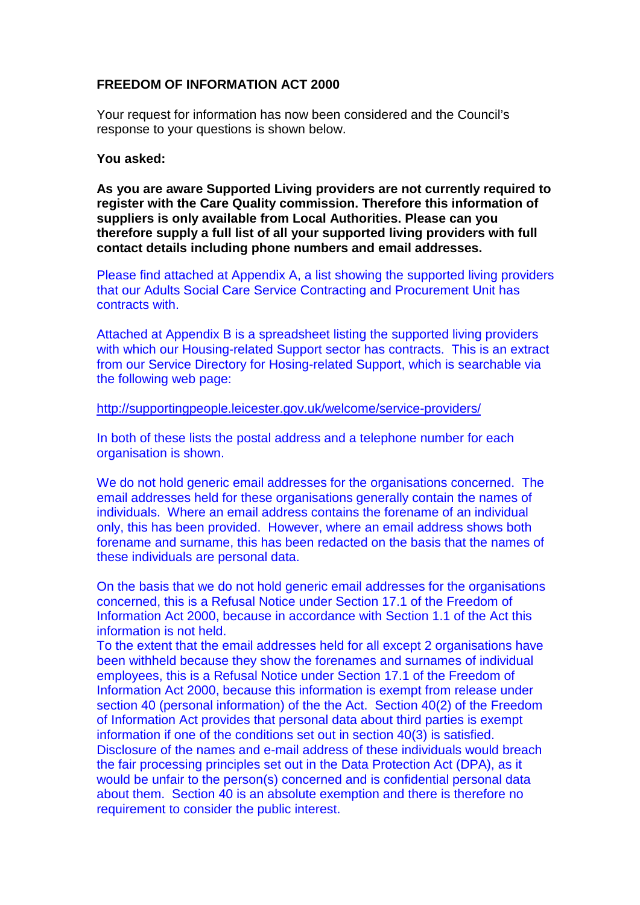**FREEDOM OF INFORMATION ACT 2000**

Your request for information has now been considered and the Council's response to your questions is shown below.

**You asked:**

**As you are aware Supported Living providers are not currently required to register with the Care Quality commission. Therefore this information of suppliers is only available from Local Authorities. Please can you therefore supply a full list of all your supported living providers with full contact details including phone numbers and email addresses.**

Please find attached at Appendix A, a list showing the supported living providers that our Adults Social Care Service Contracting and Procurement Unit has contracts with.

Attached at Appendix B is a spreadsheet listing the supported living providers with which our Housing-related Support sector has contracts. This is an extract from our Service Directory for Hosing-related Support, which is searchable via the following web page:

http://supportingpeople.leicester.gov.uk/welcome/service-providers/

In both of these lists the postal address and a telephone number for each organisation is shown.

We do not hold generic email addresses for the organisations concerned. The email addresses held for these organisations generally contain the names of individuals. Where an email address contains the forename of an individual only, this has been provided. However, where an email address shows both forename and surname, this has been redacted on the basis that the names of these individuals are personal data.

On the basis that we do not hold generic email addresses for the organisations concerned, this is a Refusal Notice under Section 17.1 of the Freedom of Information Act 2000, because in accordance with Section 1.1 of the Act this information is not held.

To the extent that the email addresses held for all except 2 organisations have been withheld because they show the forenames and surnames of individual employees, this is a Refusal Notice under Section 17.1 of the Freedom of Information Act 2000, because this information is exempt from release under section 40 (personal information) of the the Act. Section 40(2) of the Freedom of Information Act provides that personal data about third parties is exempt information if one of the conditions set out in section 40(3) is satisfied. Disclosure of the names and e-mail address of these individuals would breach the fair processing principles set out in the Data Protection Act (DPA), as it would be unfair to the person(s) concerned and is confidential personal data about them. Section 40 is an absolute exemption and there is therefore no requirement to consider the public interest.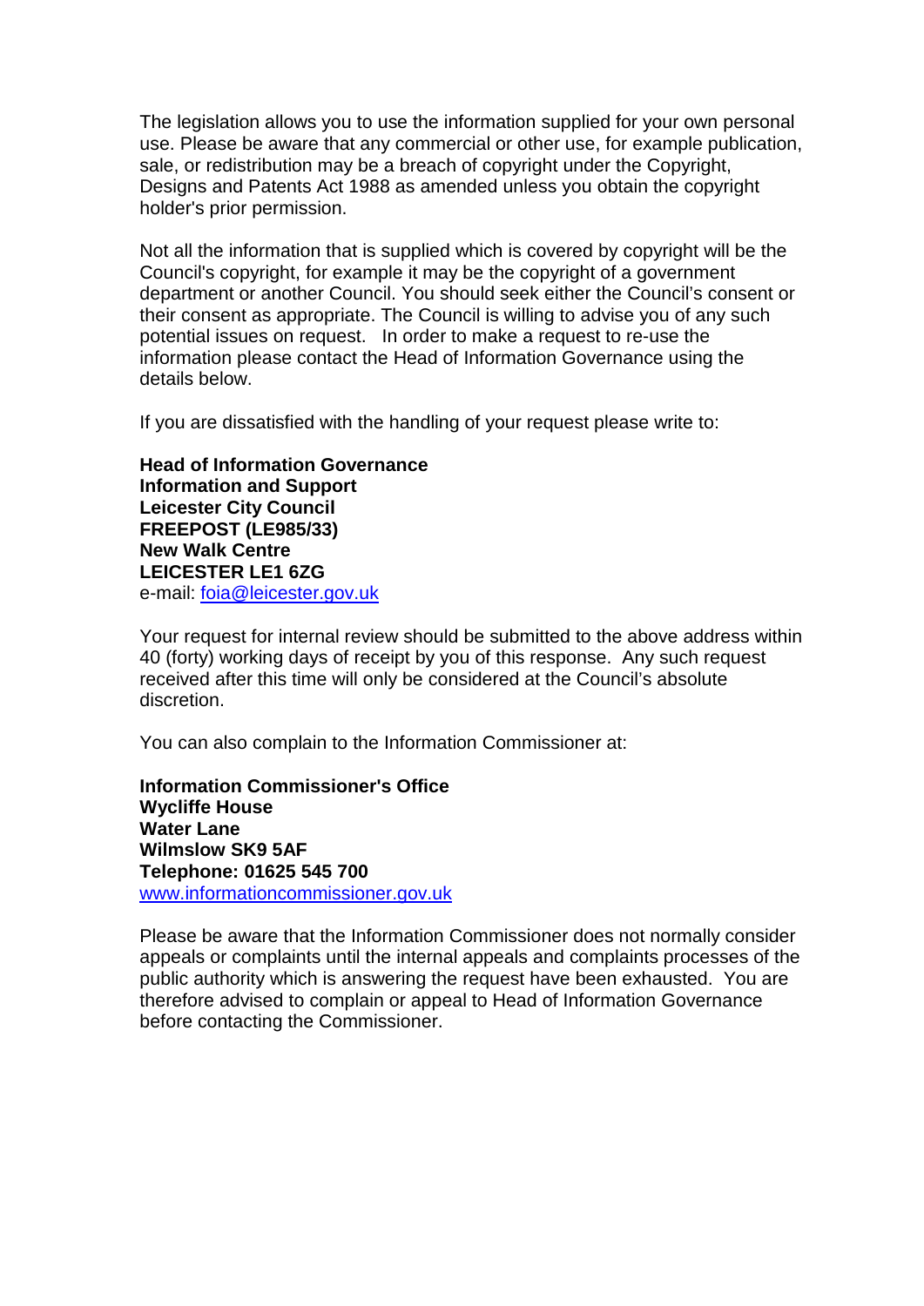The legislation allows you to use the information supplied for your own personal use. Please be aware that any commercial or other use, for example publication, sale, or redistribution may be a breach of copyright under the Copyright, Designs and Patents Act 1988 as amended unless you obtain the copyright holder's prior permission.

Not all the information that is supplied which is covered by copyright will be the Council's copyright, for example it may be the copyright of a government department or another Council. You should seek either the Council's consent or their consent as appropriate. The Council is willing to advise you of any such potential issues on request. In order to make a request to re-use the information please contact the Head of Information Governance using the details below.

If you are dissatisfied with the handling of your request please write to:

**Head of Information Governance**
**Information and Support**
**Leicester City Council**
**FREEPOST (LE985/33)**
**New Walk Centre**
**LEICESTER LE1 6ZG**
e-mail: foia@leicester.gov.uk

Your request for internal review should be submitted to the above address within 40 (forty) working days of receipt by you of this response. Any such request received after this time will only be considered at the Council's absolute discretion.

You can also complain to the Information Commissioner at:

**Information Commissioner's Office**
**Wycliffe House**
**Water Lane**
**Wilmslow SK9 5AF**
**Telephone: 01625 545 700**
www.informationcommissioner.gov.uk

Please be aware that the Information Commissioner does not normally consider appeals or complaints until the internal appeals and complaints processes of the public authority which is answering the request have been exhausted. You are therefore advised to complain or appeal to Head of Information Governance before contacting the Commissioner.